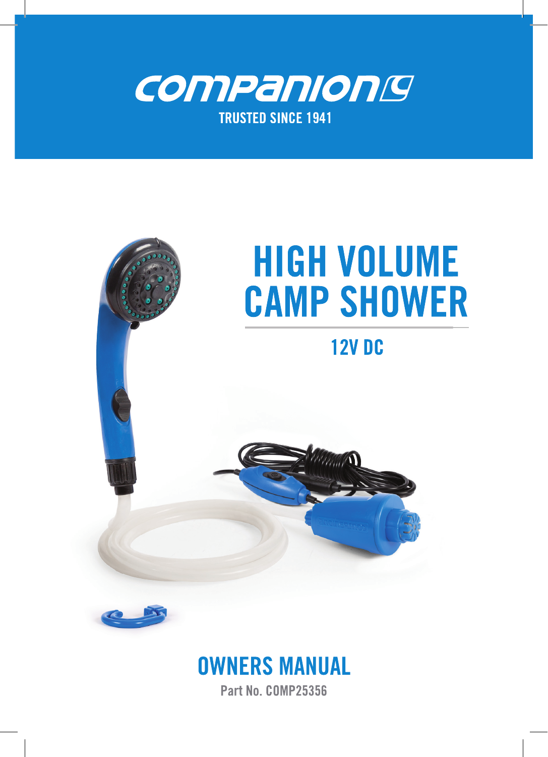COMPANION

TRUSTED SINCE 1941

# HIGH VOLUME CAMP SHOWER

## 12V DC

## OWNERS MANUAL

Part No. COMP25356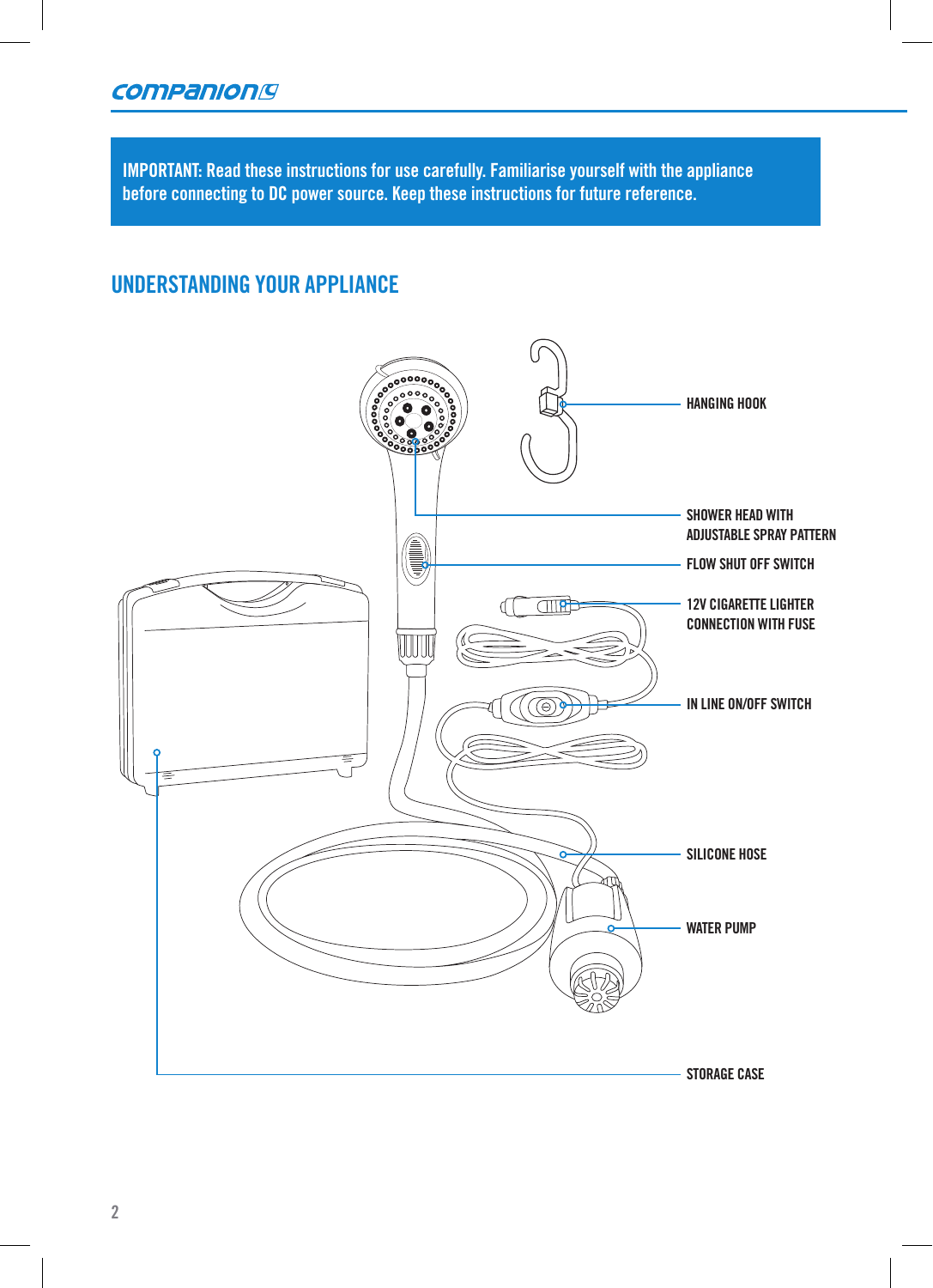IMPORTANT: Read these instructions for use carefully. Familiarise yourself with the appliance before connecting to DC power source. Keep these instructions for future reference.

## UNDERSTANDING YOUR APPLIANCE

- HANGING HOOK
- SHOWER HEAD WITH ADJUSTABLE SPRAY PATTERN
- FLOW SHUT OFF SWITCH
- 12V CIGARETTE LIGHTER CONNECTION WITH FUSE
- IN LINE ON/OFF SWITCH
- SILICONE HOSE
- WATER PUMP
- STORAGE CASE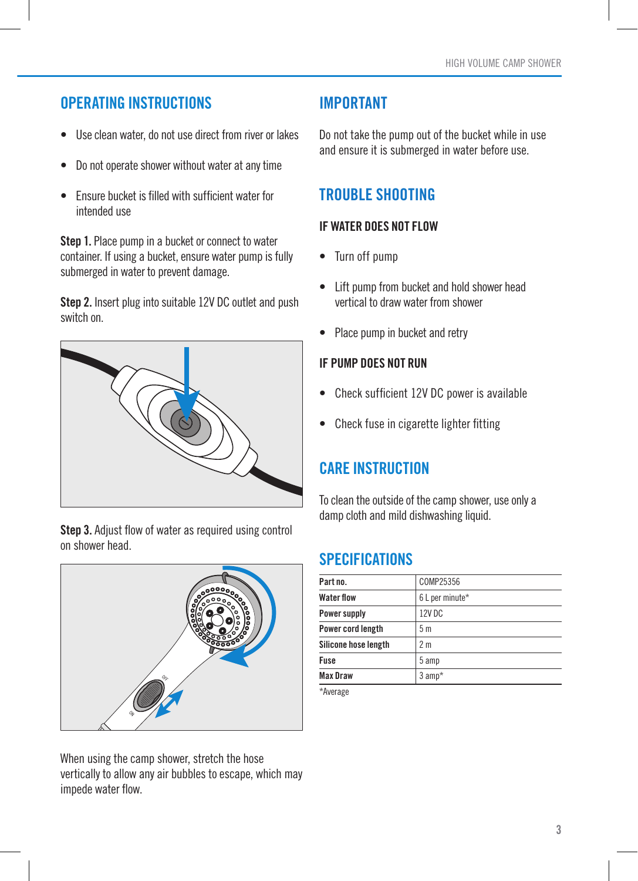## OPERATING INSTRUCTIONS

- Use clean water, do not use direct from river or lakes
- Do not operate shower without water at any time
- Ensure bucket is filled with sufficient water for intended use

**Step 1.** Place pump in a bucket or connect to water container. If using a bucket, ensure water pump is fully submerged in water to prevent damage.

**Step 2.** Insert plug into suitable 12V DC outlet and push switch on.

**Step 3.** Adjust flow of water as required using control on shower head.

When using the camp shower, stretch the hose vertically to allow any air bubbles to escape, which may impede water flow.

## IMPORTANT

Do not take the pump out of the bucket while in use and ensure it is submerged in water before use.

## TROUBLE SHOOTING

### IF WATER DOES NOT FLOW

- Turn off pump
- Lift pump from bucket and hold shower head vertical to draw water from shower
- Place pump in bucket and retry

### IF PUMP DOES NOT RUN

- Check sufficient 12V DC power is available
- Check fuse in cigarette lighter fitting

## CARE INSTRUCTION

To clean the outside of the camp shower, use only a damp cloth and mild dishwashing liquid.

## SPECIFICATIONS

| | |
|---|---|
| **Part no.** | COMP25356 |
| **Water flow** | 6 L per minute* |
| **Power supply** | 12V DC |
| **Power cord length** | 5 m |
| **Silicone hose length** | 2 m |
| **Fuse** | 5 amp |
| **Max Draw** | 3 amp* |

*Average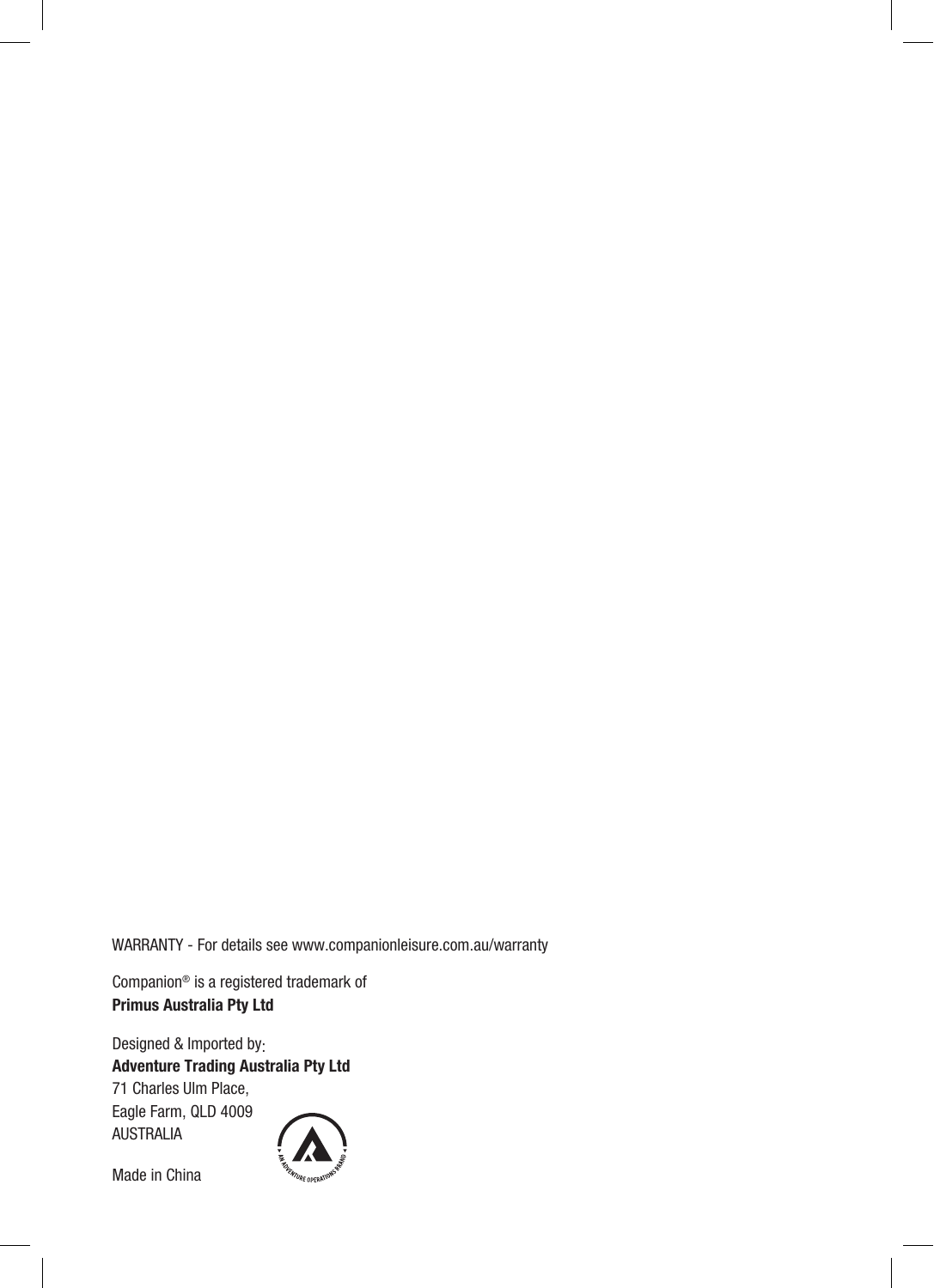WARRANTY - For details see www.companionleisure.com.au/warranty

Companion® is a registered trademark of
**Primus Australia Pty Ltd**

Designed & Imported by:
**Adventure Trading Australia Pty Ltd**
71 Charles Ulm Place,
Eagle Farm, QLD 4009
AUSTRALIA

Made in China